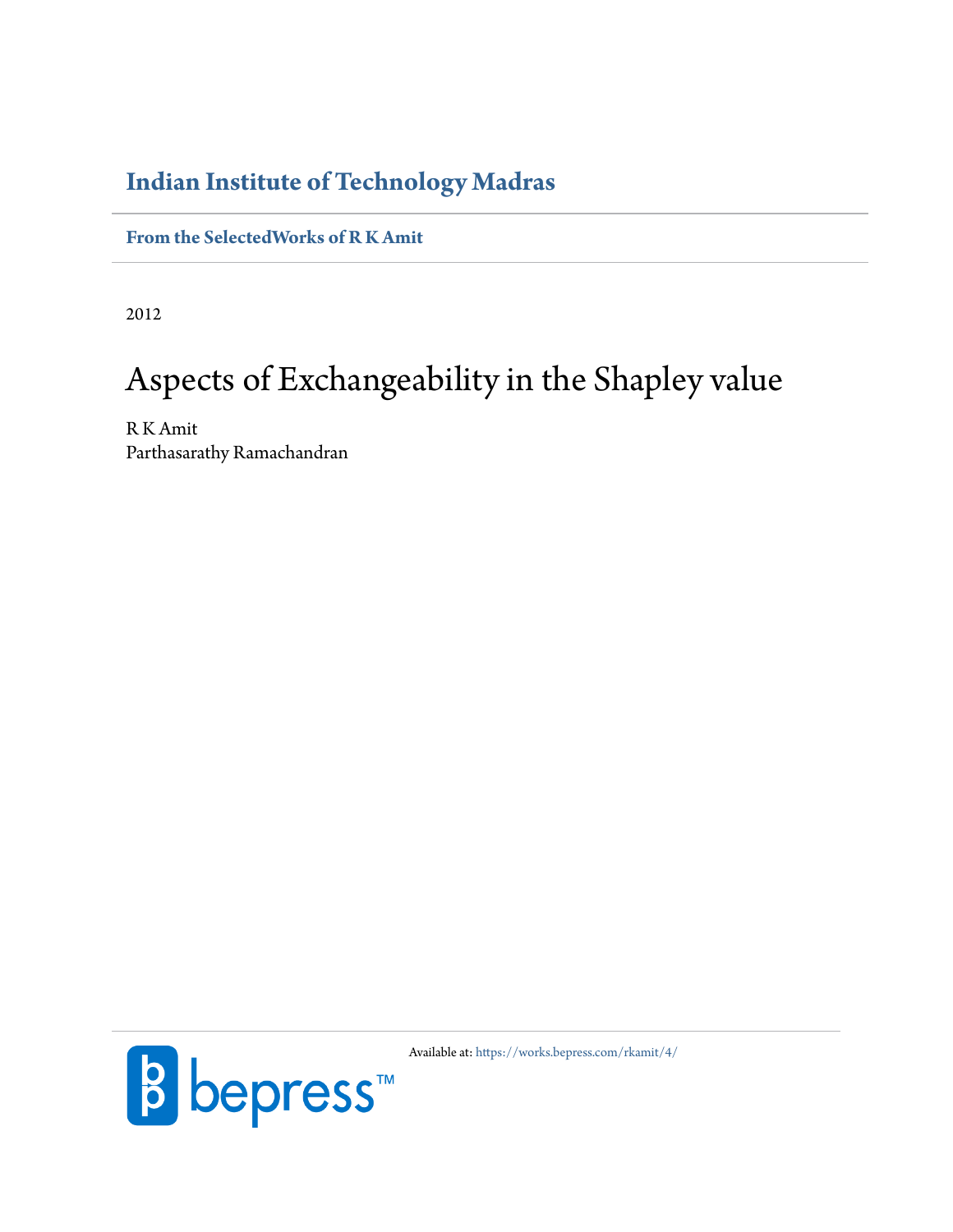**Indian Institute of Technology Madras**

**From the SelectedWorks of R K Amit**

2012

# Aspects of Exchangeability in the Shapley value

R K Amit
Parthasarathy Ramachandran

Available at: https://works.bepress.com/rkamit/4/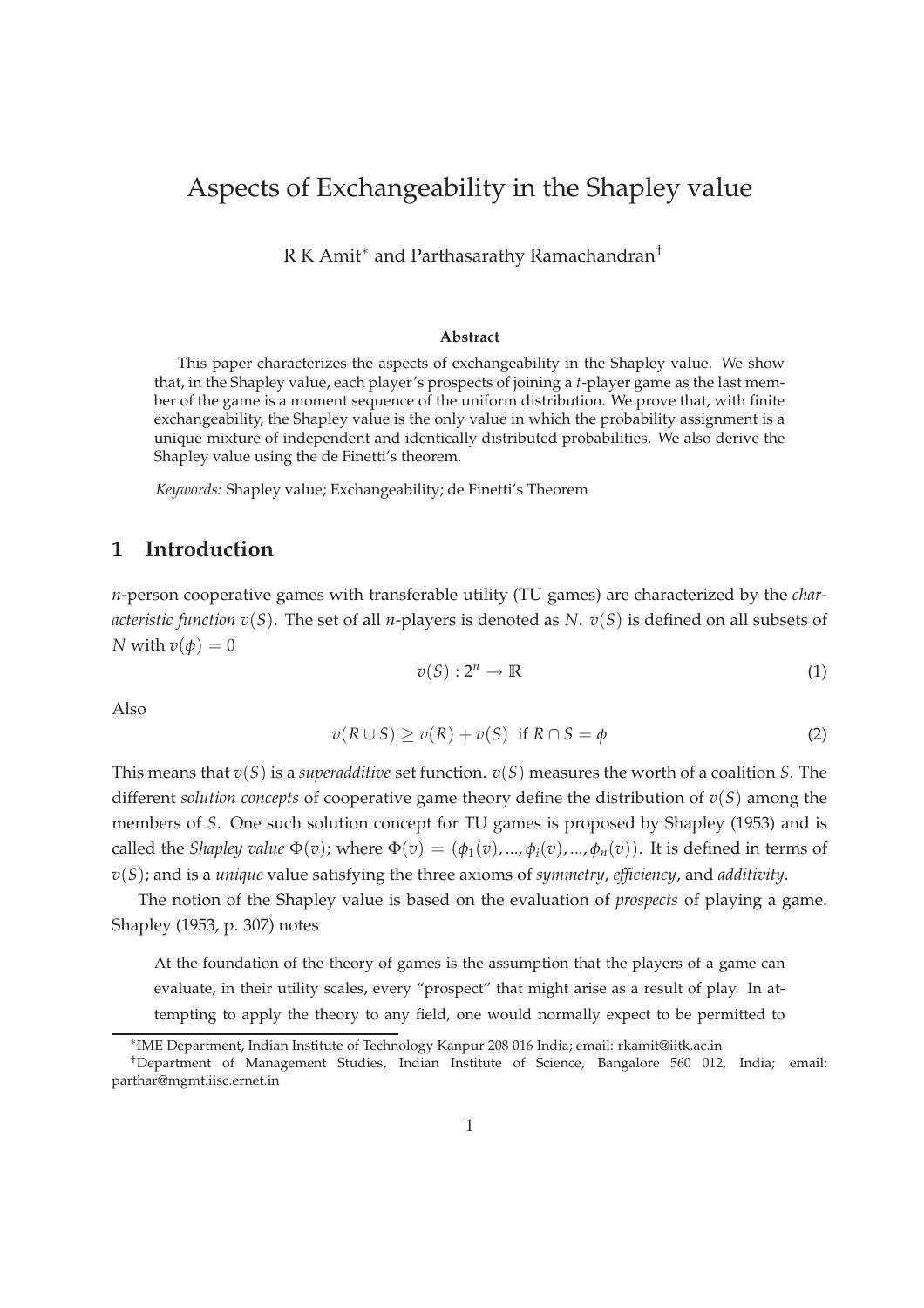# Aspects of Exchangeability in the Shapley value

R K Amit[*] and Parthasarathy Ramachandran[†]

**Abstract**

This paper characterizes the aspects of exchangeability in the Shapley value. We show that, in the Shapley value, each player's prospects of joining a $t$-player game as the last member of the game is a moment sequence of the uniform distribution. We prove that, with finite exchangeability, the Shapley value is the only value in which the probability assignment is a unique mixture of independent and identically distributed probabilities. We also derive the Shapley value using the de Finetti's theorem.

*Keywords:* Shapley value; Exchangeability; de Finetti's Theorem

## 1 Introduction

$n$-person cooperative games with transferable utility (TU games) are characterized by the *characteristic function* $v(S)$. The set of all $n$-players is denoted as $N$. $v(S)$ is defined on all subsets of $N$ with $v(\phi) = 0$

$$v(S) : 2^n \to \mathbb{R} \tag{1}$$

Also

$$v(R \cup S) \geq v(R) + v(S) \ \text{ if } R \cap S = \phi \tag{2}$$

This means that $v(S)$ is a *superadditive* set function. $v(S)$ measures the worth of a coalition $S$. The different *solution concepts* of cooperative game theory define the distribution of $v(S)$ among the members of $S$. One such solution concept for TU games is proposed by Shapley (1953) and is called the *Shapley value* $\Phi(v)$; where $\Phi(v) = (\phi_1(v), ..., \phi_i(v), ..., \phi_n(v))$. It is defined in terms of $v(S)$; and is a *unique* value satisfying the three axioms of *symmetry*, *efficiency*, and *additivity*.

The notion of the Shapley value is based on the evaluation of *prospects* of playing a game. Shapley (1953, p. 307) notes

> At the foundation of the theory of games is the assumption that the players of a game can evaluate, in their utility scales, every "prospect" that might arise as a result of play. In attempting to apply the theory to any field, one would normally expect to be permitted to

[*] IME Department, Indian Institute of Technology Kanpur 208 016 India; email: rkamit@iitk.ac.in

[†] Department of Management Studies, Indian Institute of Science, Bangalore 560 012, India; email: parthar@mgmt.iisc.ernet.in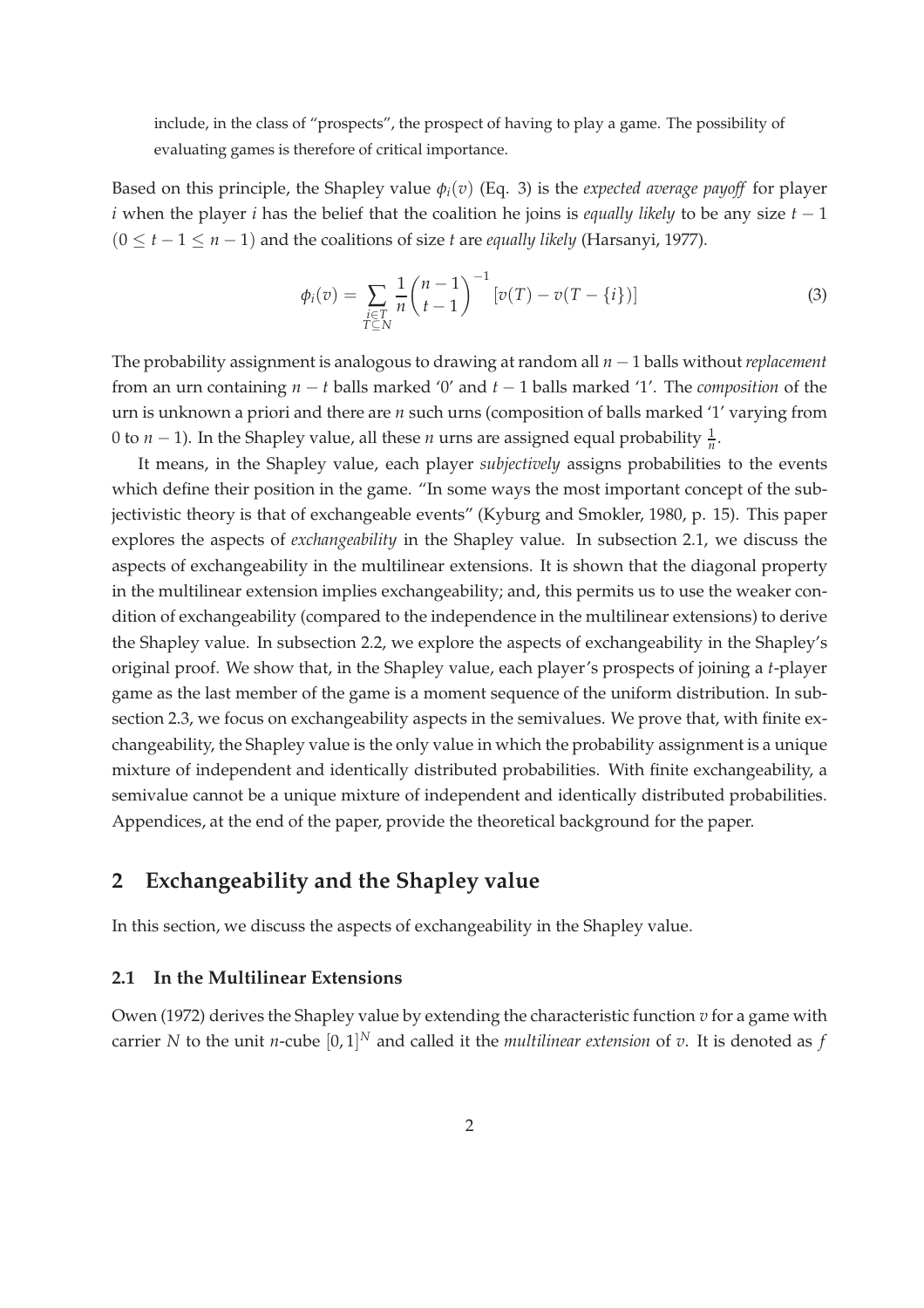include, in the class of "prospects", the prospect of having to play a game. The possibility of evaluating games is therefore of critical importance.

Based on this principle, the Shapley value $\phi_i(v)$ (Eq. 3) is the *expected average payoff* for player $i$ when the player $i$ has the belief that the coalition he joins is *equally likely* to be any size $t-1$ $(0 \leq t-1 \leq n-1)$ and the coalitions of size $t$ are *equally likely* (Harsanyi, 1977).

$$\phi_i(v) = \sum_{\substack{i \in T \\ T \subseteq N}} \frac{1}{n} \binom{n-1}{t-1}^{-1} [v(T) - v(T - \{i\})] \tag{3}$$

The probability assignment is analogous to drawing at random all $n-1$ balls without *replacement* from an urn containing $n-t$ balls marked '0' and $t-1$ balls marked '1'. The *composition* of the urn is unknown a priori and there are $n$ such urns (composition of balls marked '1' varying from 0 to $n-1$). In the Shapley value, all these $n$ urns are assigned equal probability $\frac{1}{n}$.

It means, in the Shapley value, each player *subjectively* assigns probabilities to the events which define their position in the game. "In some ways the most important concept of the subjectivistic theory is that of exchangeable events" (Kyburg and Smokler, 1980, p. 15). This paper explores the aspects of *exchangeability* in the Shapley value. In subsection 2.1, we discuss the aspects of exchangeability in the multilinear extensions. It is shown that the diagonal property in the multilinear extension implies exchangeability; and, this permits us to use the weaker condition of exchangeability (compared to the independence in the multilinear extensions) to derive the Shapley value. In subsection 2.2, we explore the aspects of exchangeability in the Shapley's original proof. We show that, in the Shapley value, each player's prospects of joining a $t$-player game as the last member of the game is a moment sequence of the uniform distribution. In subsection 2.3, we focus on exchangeability aspects in the semivalues. We prove that, with finite exchangeability, the Shapley value is the only value in which the probability assignment is a unique mixture of independent and identically distributed probabilities. With finite exchangeability, a semivalue cannot be a unique mixture of independent and identically distributed probabilities. Appendices, at the end of the paper, provide the theoretical background for the paper.

## 2 Exchangeability and the Shapley value

In this section, we discuss the aspects of exchangeability in the Shapley value.

### 2.1 In the Multilinear Extensions

Owen (1972) derives the Shapley value by extending the characteristic function $v$ for a game with carrier $N$ to the unit $n$-cube $[0,1]^N$ and called it the *multilinear extension* of $v$. It is denoted as $f$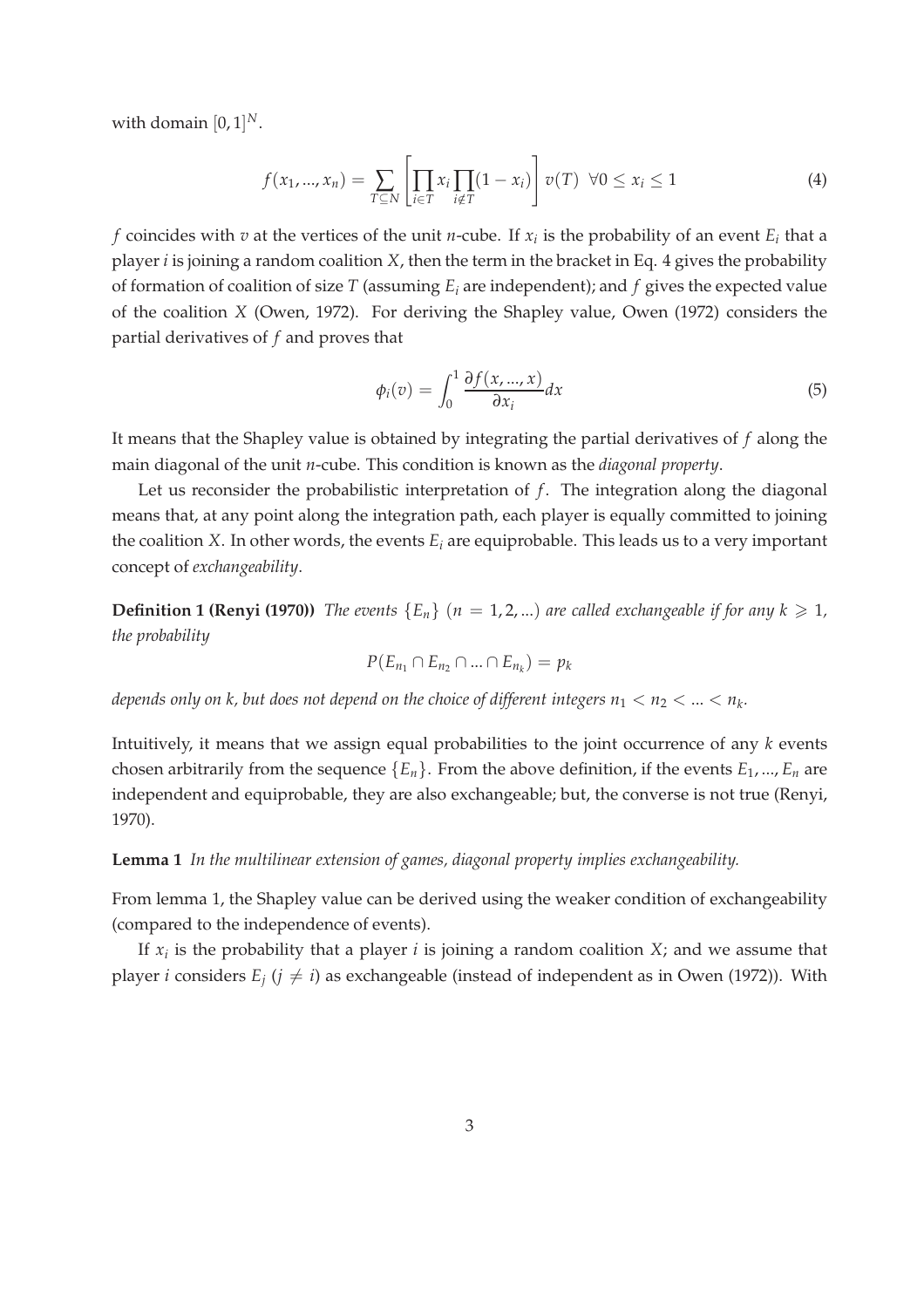with domain $[0,1]^N$.

$$f(x_1, ..., x_n) = \sum_{T \subseteq N} \left[ \prod_{i \in T} x_i \prod_{i \notin T} (1 - x_i) \right] v(T) \;\; \forall 0 \leq x_i \leq 1 \tag{4}$$

$f$ coincides with $v$ at the vertices of the unit $n$-cube. If $x_i$ is the probability of an event $E_i$ that a player $i$ is joining a random coalition $X$, then the term in the bracket in Eq. 4 gives the probability of formation of coalition of size $T$ (assuming $E_i$ are independent); and $f$ gives the expected value of the coalition $X$ (Owen, 1972). For deriving the Shapley value, Owen (1972) considers the partial derivatives of $f$ and proves that

$$\phi_i(v) = \int_0^1 \frac{\partial f(x, ..., x)}{\partial x_i} dx \tag{5}$$

It means that the Shapley value is obtained by integrating the partial derivatives of $f$ along the main diagonal of the unit $n$-cube. This condition is known as the *diagonal property*.

Let us reconsider the probabilistic interpretation of $f$. The integration along the diagonal means that, at any point along the integration path, each player is equally committed to joining the coalition $X$. In other words, the events $E_i$ are equiprobable. This leads us to a very important concept of *exchangeability*.

**Definition 1 (Renyi (1970))** *The events $\{E_n\}$ $(n = 1, 2, ...)$ are called exchangeable if for any $k \geqslant 1$, the probability*

$$P(E_{n_1} \cap E_{n_2} \cap ... \cap E_{n_k}) = p_k$$

*depends only on $k$, but does not depend on the choice of different integers $n_1 < n_2 < ... < n_k$.*

Intuitively, it means that we assign equal probabilities to the joint occurrence of any $k$ events chosen arbitrarily from the sequence $\{E_n\}$. From the above definition, if the events $E_1, ..., E_n$ are independent and equiprobable, they are also exchangeable; but, the converse is not true (Renyi, 1970).

**Lemma 1** *In the multilinear extension of games, diagonal property implies exchangeability.*

From lemma 1, the Shapley value can be derived using the weaker condition of exchangeability (compared to the independence of events).

If $x_i$ is the probability that a player $i$ is joining a random coalition $X$; and we assume that player $i$ considers $E_j$ $(j \neq i)$ as exchangeable (instead of independent as in Owen (1972)). With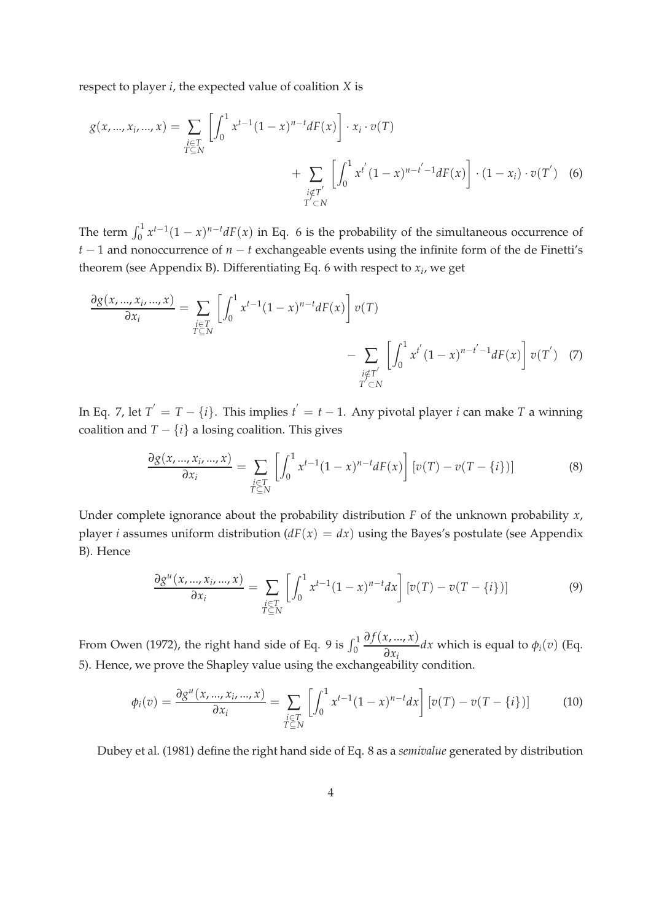respect to player $i$, the expected value of coalition $X$ is

$$g(x, ..., x_i, ..., x) = \sum_{\substack{i \in T \\ T \subseteq N}} \left[ \int_0^1 x^{t-1}(1-x)^{n-t} dF(x) \right] \cdot x_i \cdot v(T) + \sum_{\substack{i \notin T' \\ T' \subset N}} \left[ \int_0^1 x^{t'}(1-x)^{n-t'-1} dF(x) \right] \cdot (1 - x_i) \cdot v(T') \quad (6)$$

The term $\int_0^1 x^{t-1}(1-x)^{n-t}dF(x)$ in Eq. 6 is the probability of the simultaneous occurrence of $t-1$ and nonoccurrence of $n-t$ exchangeable events using the infinite form of the de Finetti's theorem (see Appendix B). Differentiating Eq. 6 with respect to $x_i$, we get

$$\frac{\partial g(x, ..., x_i, ..., x)}{\partial x_i} = \sum_{\substack{i \in T \\ T \subseteq N}} \left[ \int_0^1 x^{t-1}(1-x)^{n-t} dF(x) \right] v(T) - \sum_{\substack{i \notin T' \\ T' \subset N}} \left[ \int_0^1 x^{t'}(1-x)^{n-t'-1} dF(x) \right] v(T') \quad (7)$$

In Eq. 7, let $T' = T - \{i\}$. This implies $t' = t - 1$. Any pivotal player $i$ can make $T$ a winning coalition and $T - \{i\}$ a losing coalition. This gives

$$\frac{\partial g(x, ..., x_i, ..., x)}{\partial x_i} = \sum_{\substack{i \in T \\ T \subseteq N}} \left[ \int_0^1 x^{t-1}(1-x)^{n-t} dF(x) \right] [v(T) - v(T - \{i\})] \quad (8)$$

Under complete ignorance about the probability distribution $F$ of the unknown probability $x$, player $i$ assumes uniform distribution ($dF(x) = dx$) using the Bayes's postulate (see Appendix B). Hence

$$\frac{\partial g^u(x, ..., x_i, ..., x)}{\partial x_i} = \sum_{\substack{i \in T \\ T \subseteq N}} \left[ \int_0^1 x^{t-1}(1-x)^{n-t} dx \right] [v(T) - v(T - \{i\})] \quad (9)$$

From Owen (1972), the right hand side of Eq. 9 is $\int_0^1 \frac{\partial f(x, ..., x)}{\partial x_i} dx$ which is equal to $\phi_i(v)$ (Eq. 5). Hence, we prove the Shapley value using the exchangeability condition.

$$\phi_i(v) = \frac{\partial g^u(x, ..., x_i, ..., x)}{\partial x_i} = \sum_{\substack{i \in T \\ T \subseteq N}} \left[ \int_0^1 x^{t-1}(1-x)^{n-t} dx \right] [v(T) - v(T - \{i\})] \quad (10)$$

Dubey et al. (1981) define the right hand side of Eq. 8 as a *semivalue* generated by distribution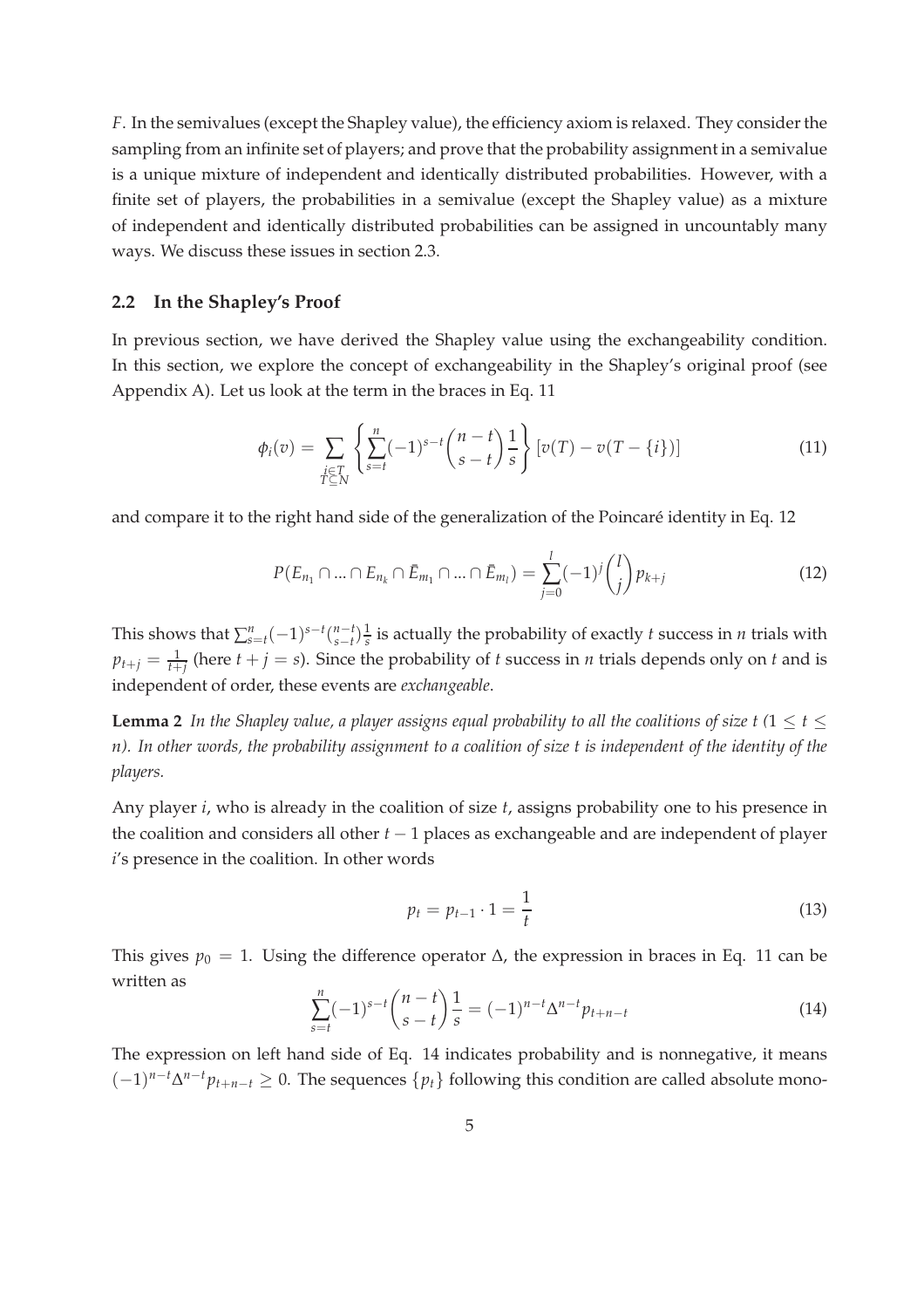$F$. In the semivalues (except the Shapley value), the efficiency axiom is relaxed. They consider the sampling from an infinite set of players; and prove that the probability assignment in a semivalue is a unique mixture of independent and identically distributed probabilities. However, with a finite set of players, the probabilities in a semivalue (except the Shapley value) as a mixture of independent and identically distributed probabilities can be assigned in uncountably many ways. We discuss these issues in section 2.3.

## 2.2 In the Shapley's Proof

In previous section, we have derived the Shapley value using the exchangeability condition. In this section, we explore the concept of exchangeability in the Shapley's original proof (see Appendix A). Let us look at the term in the braces in Eq. 11

$$\phi_i(v) = \sum_{\substack{i \in T \\ T \subseteq N}} \left\{ \sum_{s=t}^{n} (-1)^{s-t} \binom{n-t}{s-t} \frac{1}{s} \right\} [v(T) - v(T - \{i\})] \tag{11}$$

and compare it to the right hand side of the generalization of the Poincaré identity in Eq. 12

$$P(E_{n_1} \cap ... \cap E_{n_k} \cap \bar{E}_{m_1} \cap ... \cap \bar{E}_{m_l}) = \sum_{j=0}^{l} (-1)^j \binom{l}{j} p_{k+j} \tag{12}$$

This shows that $\sum_{s=t}^{n} (-1)^{s-t} \binom{n-t}{s-t} \frac{1}{s}$ is actually the probability of exactly $t$ success in $n$ trials with $p_{t+j} = \frac{1}{t+j}$ (here $t + j = s$). Since the probability of $t$ success in $n$ trials depends only on $t$ and is independent of order, these events are *exchangeable*.

**Lemma 2** *In the Shapley value, a player assigns equal probability to all the coalitions of size $t$ ($1 \leq t \leq n$). In other words, the probability assignment to a coalition of size $t$ is independent of the identity of the players.*

Any player $i$, who is already in the coalition of size $t$, assigns probability one to his presence in the coalition and considers all other $t-1$ places as exchangeable and are independent of player $i$'s presence in the coalition. In other words

$$p_t = p_{t-1} \cdot 1 = \frac{1}{t} \tag{13}$$

This gives $p_0 = 1$. Using the difference operator $\Delta$, the expression in braces in Eq. 11 can be written as

$$\sum_{s=t}^{n} (-1)^{s-t} \binom{n-t}{s-t} \frac{1}{s} = (-1)^{n-t} \Delta^{n-t} p_{t+n-t} \tag{14}$$

The expression on left hand side of Eq. 14 indicates probability and is nonnegative, it means $(-1)^{n-t} \Delta^{n-t} p_{t+n-t} \geq 0$. The sequences $\{p_t\}$ following this condition are called absolute mono-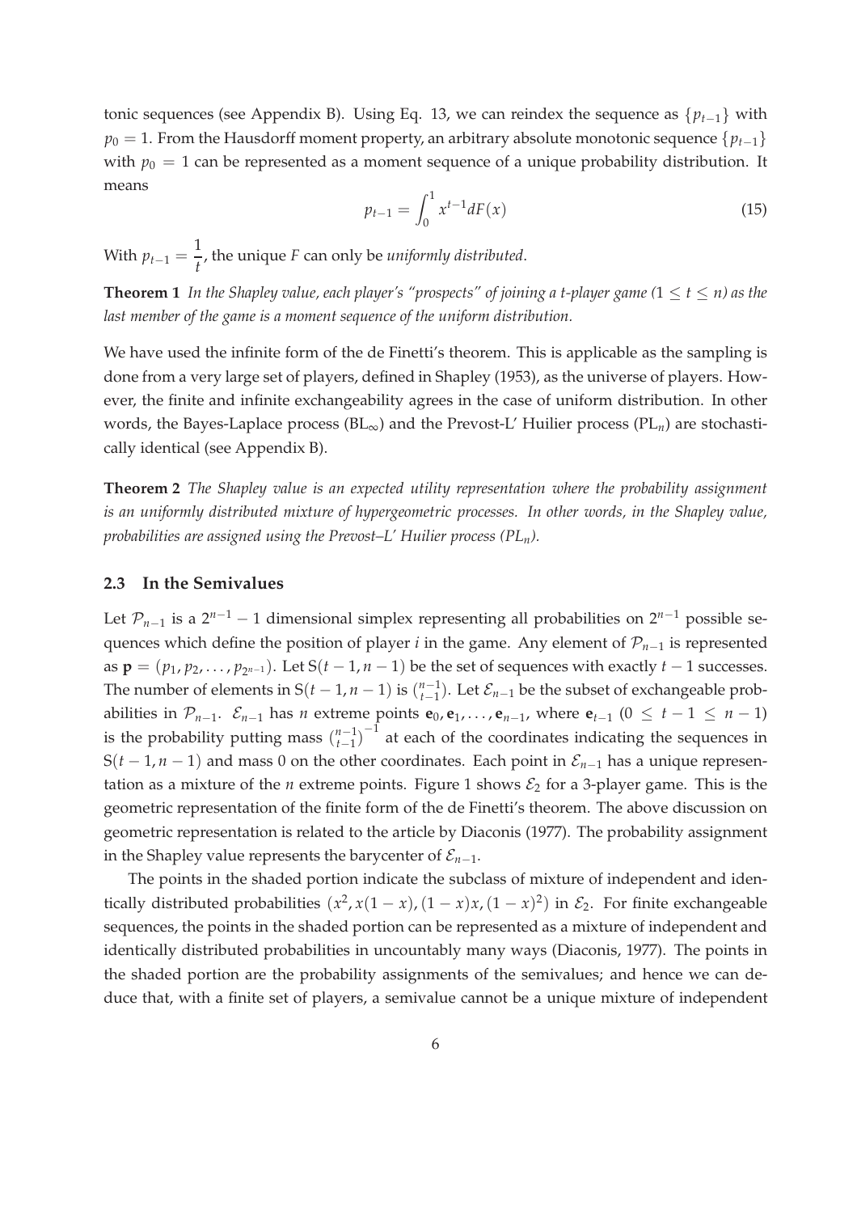tonic sequences (see Appendix B). Using Eq. 13, we can reindex the sequence as $\{p_{t-1}\}$ with $p_0 = 1$. From the Hausdorff moment property, an arbitrary absolute monotonic sequence $\{p_{t-1}\}$ with $p_0 = 1$ can be represented as a moment sequence of a unique probability distribution. It means

$$p_{t-1} = \int_0^1 x^{t-1} dF(x) \tag{15}$$

With $p_{t-1} = \dfrac{1}{t}$, the unique $F$ can only be *uniformly distributed*.

**Theorem 1** *In the Shapley value, each player's "prospects" of joining a t-player game ($1 \leq t \leq n$) as the last member of the game is a moment sequence of the uniform distribution.*

We have used the infinite form of the de Finetti's theorem. This is applicable as the sampling is done from a very large set of players, defined in Shapley (1953), as the universe of players. However, the finite and infinite exchangeability agrees in the case of uniform distribution. In other words, the Bayes-Laplace process ($\text{BL}_\infty$) and the Prevost-L' Huilier process ($\text{PL}_n$) are stochastically identical (see Appendix B).

**Theorem 2** *The Shapley value is an expected utility representation where the probability assignment is an uniformly distributed mixture of hypergeometric processes. In other words, in the Shapley value, probabilities are assigned using the Prevost–L' Huilier process ($\text{PL}_n$).*

### 2.3 In the Semivalues

Let $\mathcal{P}_{n-1}$ is a $2^{n-1} - 1$ dimensional simplex representing all probabilities on $2^{n-1}$ possible sequences which define the position of player $i$ in the game. Any element of $\mathcal{P}_{n-1}$ is represented as $\mathbf{p} = (p_1, p_2, \ldots, p_{2^{n-1}})$. Let $\text{S}(t-1, n-1)$ be the set of sequences with exactly $t-1$ successes. The number of elements in $\text{S}(t-1, n-1)$ is $\binom{n-1}{t-1}$. Let $\mathcal{E}_{n-1}$ be the subset of exchangeable probabilities in $\mathcal{P}_{n-1}$. $\mathcal{E}_{n-1}$ has $n$ extreme points $\mathbf{e}_0, \mathbf{e}_1, \ldots, \mathbf{e}_{n-1}$, where $\mathbf{e}_{t-1}$ ($0 \leq t-1 \leq n-1$) is the probability putting mass $\binom{n-1}{t-1}^{-1}$ at each of the coordinates indicating the sequences in $\text{S}(t-1, n-1)$ and mass 0 on the other coordinates. Each point in $\mathcal{E}_{n-1}$ has a unique representation as a mixture of the $n$ extreme points. Figure 1 shows $\mathcal{E}_2$ for a 3-player game. This is the geometric representation of the finite form of the de Finetti's theorem. The above discussion on geometric representation is related to the article by Diaconis (1977). The probability assignment in the Shapley value represents the barycenter of $\mathcal{E}_{n-1}$.

The points in the shaded portion indicate the subclass of mixture of independent and identically distributed probabilities $(x^2, x(1-x), (1-x)x, (1-x)^2)$ in $\mathcal{E}_2$. For finite exchangeable sequences, the points in the shaded portion can be represented as a mixture of independent and identically distributed probabilities in uncountably many ways (Diaconis, 1977). The points in the shaded portion are the probability assignments of the semivalues; and hence we can deduce that, with a finite set of players, a semivalue cannot be a unique mixture of independent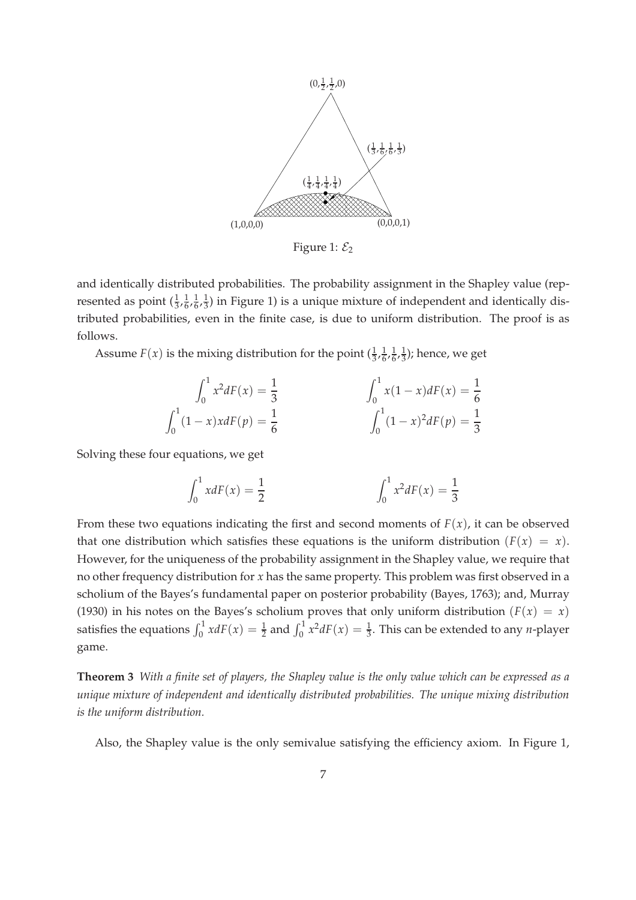Figure 1: $\mathcal{E}_2$

and identically distributed probabilities. The probability assignment in the Shapley value (represented as point $(\frac{1}{3},\frac{1}{6},\frac{1}{6},\frac{1}{3})$ in Figure 1) is a unique mixture of independent and identically distributed probabilities, even in the finite case, is due to uniform distribution. The proof is as follows.

Assume $F(x)$ is the mixing distribution for the point $(\frac{1}{3},\frac{1}{6},\frac{1}{6},\frac{1}{3})$; hence, we get

$$\int_0^1 x^2 dF(x) = \frac{1}{3} \qquad\qquad \int_0^1 x(1-x) dF(x) = \frac{1}{6}$$

$$\int_0^1 (1-x)x dF(p) = \frac{1}{6} \qquad\qquad \int_0^1 (1-x)^2 dF(p) = \frac{1}{3}$$

Solving these four equations, we get

$$\int_0^1 x dF(x) = \frac{1}{2} \qquad\qquad \int_0^1 x^2 dF(x) = \frac{1}{3}$$

From these two equations indicating the first and second moments of $F(x)$, it can be observed that one distribution which satisfies these equations is the uniform distribution ($F(x) = x$). However, for the uniqueness of the probability assignment in the Shapley value, we require that no other frequency distribution for $x$ has the same property. This problem was first observed in a scholium of the Bayes's fundamental paper on posterior probability (Bayes, 1763); and, Murray (1930) in his notes on the Bayes's scholium proves that only uniform distribution ($F(x) = x$) satisfies the equations $\int_0^1 x dF(x) = \frac{1}{2}$ and $\int_0^1 x^2 dF(x) = \frac{1}{3}$. This can be extended to any $n$-player game.

**Theorem 3** *With a finite set of players, the Shapley value is the only value which can be expressed as a unique mixture of independent and identically distributed probabilities. The unique mixing distribution is the uniform distribution.*

Also, the Shapley value is the only semivalue satisfying the efficiency axiom. In Figure 1,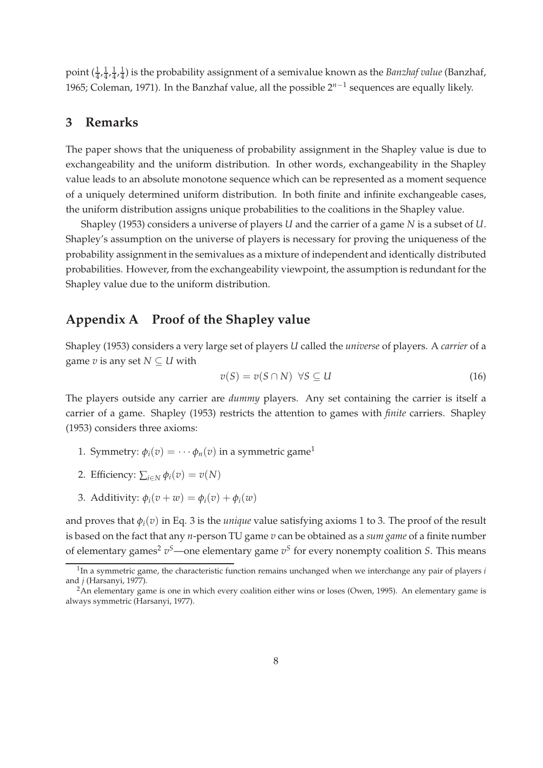point $(\frac{1}{4}, \frac{1}{4}, \frac{1}{4}, \frac{1}{4})$ is the probability assignment of a semivalue known as the *Banzhaf value* (Banzhaf, 1965; Coleman, 1971). In the Banzhaf value, all the possible $2^{n-1}$ sequences are equally likely.

## 3 Remarks

The paper shows that the uniqueness of probability assignment in the Shapley value is due to exchangeability and the uniform distribution. In other words, exchangeability in the Shapley value leads to an absolute monotone sequence which can be represented as a moment sequence of a uniquely determined uniform distribution. In both finite and infinite exchangeable cases, the uniform distribution assigns unique probabilities to the coalitions in the Shapley value.

Shapley (1953) considers a universe of players $U$ and the carrier of a game $N$ is a subset of $U$. Shapley's assumption on the universe of players is necessary for proving the uniqueness of the probability assignment in the semivalues as a mixture of independent and identically distributed probabilities. However, from the exchangeability viewpoint, the assumption is redundant for the Shapley value due to the uniform distribution.

## Appendix A Proof of the Shapley value

Shapley (1953) considers a very large set of players $U$ called the *universe* of players. A *carrier* of a game $v$ is any set $N \subseteq U$ with

$$v(S) = v(S \cap N) \ \ \forall S \subseteq U \tag{16}$$

The players outside any carrier are *dummy* players. Any set containing the carrier is itself a carrier of a game. Shapley (1953) restricts the attention to games with *finite* carriers. Shapley (1953) considers three axioms:

1. Symmetry: $\phi_i(v) = \cdots \phi_n(v)$ in a symmetric game[1]
2. Efficiency: $\sum_{i \in N} \phi_i(v) = v(N)$
3. Additivity: $\phi_i(v + w) = \phi_i(v) + \phi_i(w)$

and proves that $\phi_i(v)$ in Eq. 3 is the *unique* value satisfying axioms 1 to 3. The proof of the result is based on the fact that any $n$-person TU game $v$ can be obtained as a *sum game* of a finite number of elementary games[2] $v^S$—one elementary game $v^S$ for every nonempty coalition $S$. This means

[1] In a symmetric game, the characteristic function remains unchanged when we interchange any pair of players $i$ and $j$ (Harsanyi, 1977).

[2] An elementary game is one in which every coalition either wins or loses (Owen, 1995). An elementary game is always symmetric (Harsanyi, 1977).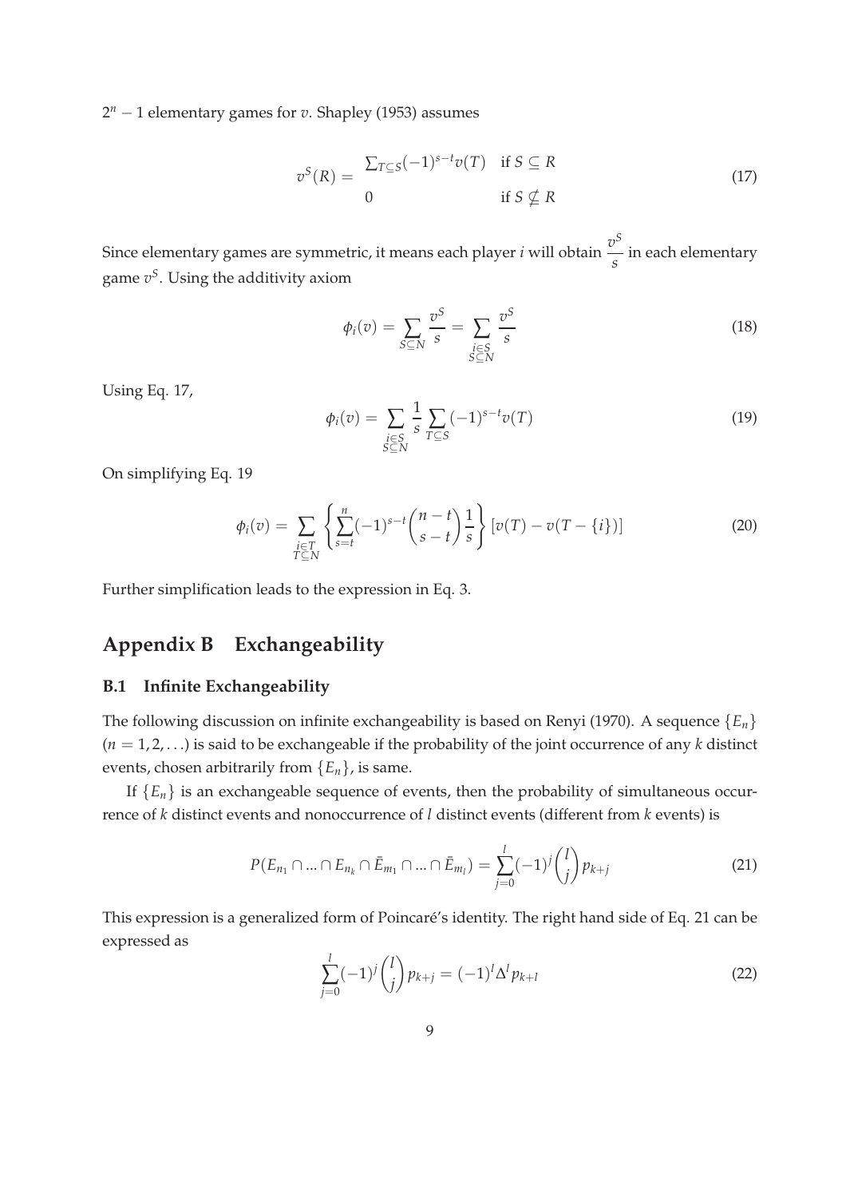$2^n - 1$ elementary games for $v$. Shapley (1953) assumes

$$v^S(R) = \begin{cases} \sum_{T \subseteq S} (-1)^{s-t} v(T) & \text{if } S \subseteq R \\ 0 & \text{if } S \nsubseteq R \end{cases} \tag{17}$$

Since elementary games are symmetric, it means each player $i$ will obtain $\dfrac{v^S}{s}$ in each elementary game $v^S$. Using the additivity axiom

$$\phi_i(v) = \sum_{S \subseteq N} \frac{v^S}{s} = \sum_{\substack{i \in S \\ S \subseteq N}} \frac{v^S}{s} \tag{18}$$

Using Eq. 17,

$$\phi_i(v) = \sum_{\substack{i \in S \\ S \subseteq N}} \frac{1}{s} \sum_{T \subseteq S} (-1)^{s-t} v(T) \tag{19}$$

On simplifying Eq. 19

$$\phi_i(v) = \sum_{\substack{i \in T \\ T \subseteq N}} \left\{ \sum_{s=t}^{n} (-1)^{s-t} \binom{n-t}{s-t} \frac{1}{s} \right\} [v(T) - v(T - \{i\})] \tag{20}$$

Further simplification leads to the expression in Eq. 3.

## Appendix B Exchangeability

### B.1 Infinite Exchangeability

The following discussion on infinite exchangeability is based on Renyi (1970). A sequence $\{E_n\}$ $(n = 1, 2, \ldots)$ is said to be exchangeable if the probability of the joint occurrence of any $k$ distinct events, chosen arbitrarily from $\{E_n\}$, is same.

If $\{E_n\}$ is an exchangeable sequence of events, then the probability of simultaneous occurrence of $k$ distinct events and nonoccurrence of $l$ distinct events (different from $k$ events) is

$$P(E_{n_1} \cap \ldots \cap E_{n_k} \cap \bar{E}_{m_1} \cap \ldots \cap \bar{E}_{m_l}) = \sum_{j=0}^{l} (-1)^j \binom{l}{j} p_{k+j} \tag{21}$$

This expression is a generalized form of Poincaré's identity. The right hand side of Eq. 21 can be expressed as

$$\sum_{j=0}^{l} (-1)^j \binom{l}{j} p_{k+j} = (-1)^l \Delta^l p_{k+l} \tag{22}$$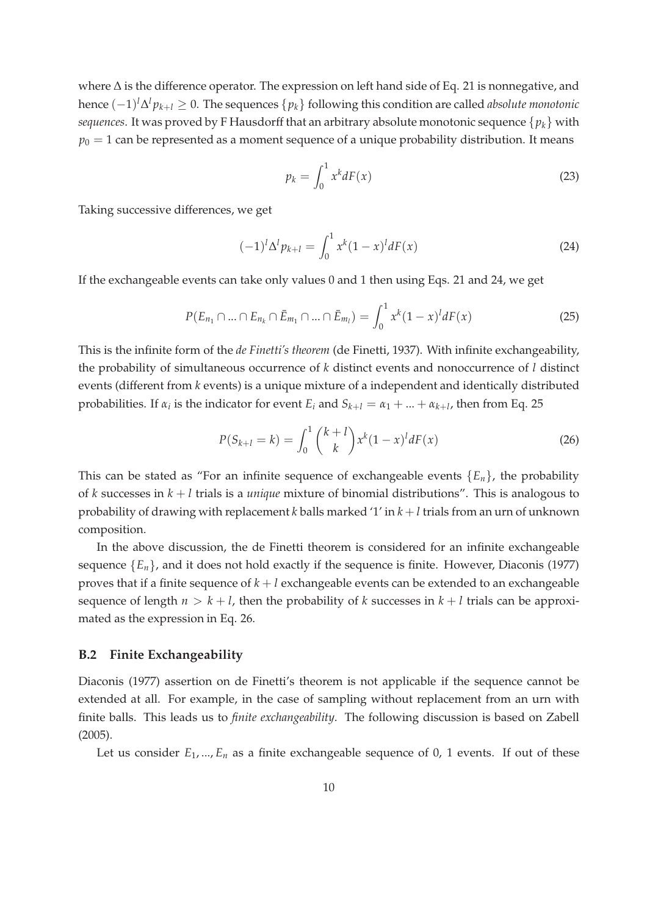where $\Delta$ is the difference operator. The expression on left hand side of Eq. 21 is nonnegative, and hence $(-1)^l \Delta^l p_{k+l} \geq 0$. The sequences $\{p_k\}$ following this condition are called *absolute monotonic sequences*. It was proved by F Hausdorff that an arbitrary absolute monotonic sequence $\{p_k\}$ with $p_0 = 1$ can be represented as a moment sequence of a unique probability distribution. It means

$$p_k = \int_0^1 x^k dF(x) \tag{23}$$

Taking successive differences, we get

$$(-1)^l \Delta^l p_{k+l} = \int_0^1 x^k (1-x)^l dF(x) \tag{24}$$

If the exchangeable events can take only values 0 and 1 then using Eqs. 21 and 24, we get

$$P(E_{n_1} \cap ... \cap E_{n_k} \cap \bar{E}_{m_1} \cap ... \cap \bar{E}_{m_l}) = \int_0^1 x^k (1-x)^l dF(x) \tag{25}$$

This is the infinite form of the *de Finetti's theorem* (de Finetti, 1937). With infinite exchangeability, the probability of simultaneous occurrence of $k$ distinct events and nonoccurrence of $l$ distinct events (different from $k$ events) is a unique mixture of a independent and identically distributed probabilities. If $\alpha_i$ is the indicator for event $E_i$ and $S_{k+l} = \alpha_1 + ... + \alpha_{k+l}$, then from Eq. 25

$$P(S_{k+l} = k) = \int_0^1 \binom{k+l}{k} x^k (1-x)^l dF(x) \tag{26}$$

This can be stated as "For an infinite sequence of exchangeable events $\{E_n\}$, the probability of $k$ successes in $k + l$ trials is a *unique* mixture of binomial distributions". This is analogous to probability of drawing with replacement $k$ balls marked '1' in $k + l$ trials from an urn of unknown composition.

In the above discussion, the de Finetti theorem is considered for an infinite exchangeable sequence $\{E_n\}$, and it does not hold exactly if the sequence is finite. However, Diaconis (1977) proves that if a finite sequence of $k + l$ exchangeable events can be extended to an exchangeable sequence of length $n > k + l$, then the probability of $k$ successes in $k + l$ trials can be approximated as the expression in Eq. 26.

### B.2 Finite Exchangeability

Diaconis (1977) assertion on de Finetti's theorem is not applicable if the sequence cannot be extended at all. For example, in the case of sampling without replacement from an urn with finite balls. This leads us to *finite exchangeability*. The following discussion is based on Zabell (2005).

Let us consider $E_1, ..., E_n$ as a finite exchangeable sequence of 0, 1 events. If out of these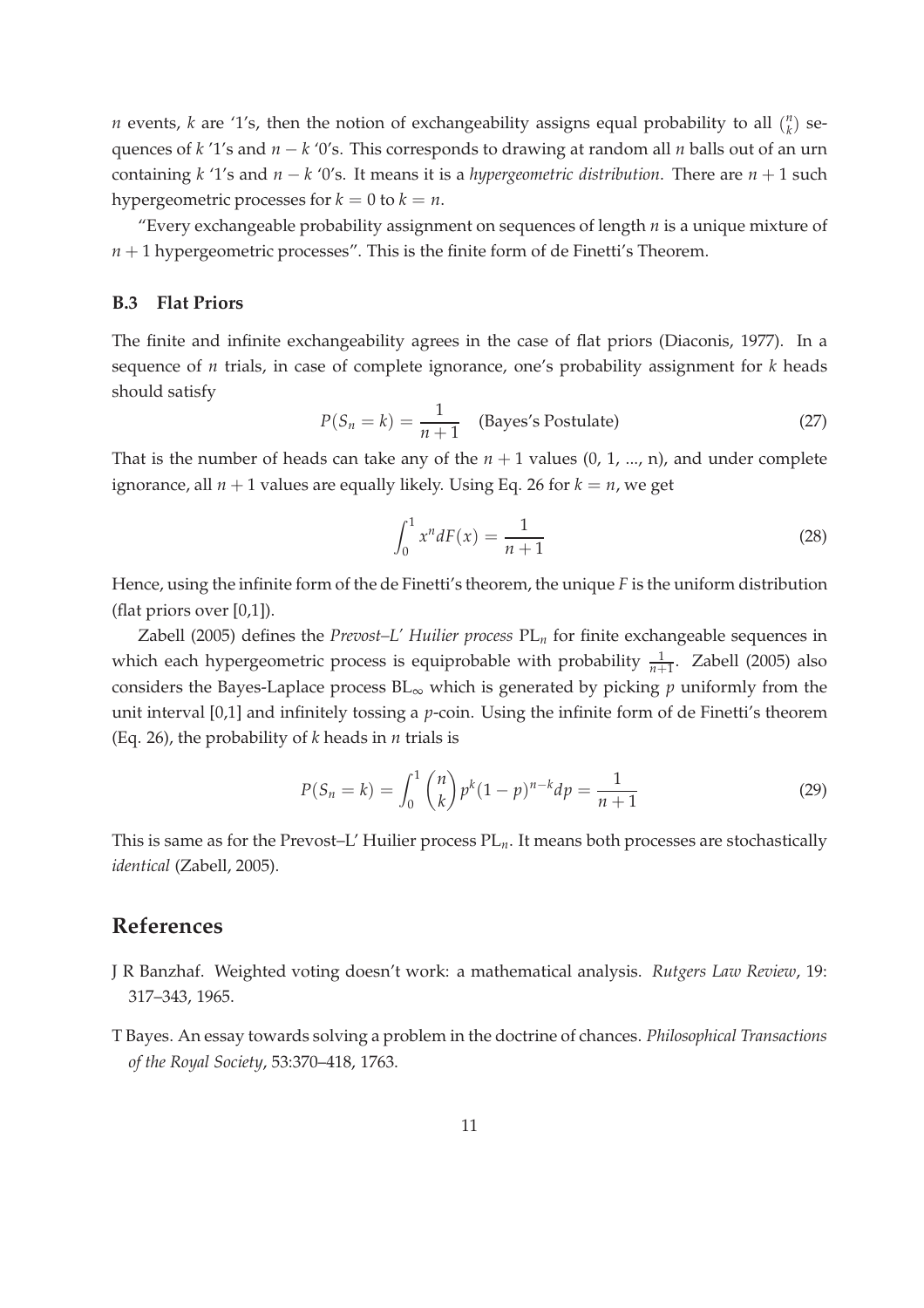$n$ events, $k$ are '1's, then the notion of exchangeability assigns equal probability to all $\binom{n}{k}$ sequences of $k$ '1's and $n-k$ '0's. This corresponds to drawing at random all $n$ balls out of an urn containing $k$ '1's and $n-k$ '0's. It means it is a *hypergeometric distribution*. There are $n+1$ such hypergeometric processes for $k=0$ to $k=n$.

"Every exchangeable probability assignment on sequences of length $n$ is a unique mixture of $n+1$ hypergeometric processes". This is the finite form of de Finetti's Theorem.

### B.3 Flat Priors

The finite and infinite exchangeability agrees in the case of flat priors (Diaconis, 1977). In a sequence of $n$ trials, in case of complete ignorance, one's probability assignment for $k$ heads should satisfy

$$P(S_n = k) = \frac{1}{n+1} \quad \text{(Bayes's Postulate)} \tag{27}$$

That is the number of heads can take any of the $n+1$ values (0, 1, ..., n), and under complete ignorance, all $n+1$ values are equally likely. Using Eq. 26 for $k=n$, we get

$$\int_0^1 x^n dF(x) = \frac{1}{n+1} \tag{28}$$

Hence, using the infinite form of the de Finetti's theorem, the unique $F$ is the uniform distribution (flat priors over [0,1]).

Zabell (2005) defines the *Prevost–L' Huilier process* $\text{PL}_n$ for finite exchangeable sequences in which each hypergeometric process is equiprobable with probability $\frac{1}{n+1}$. Zabell (2005) also considers the Bayes-Laplace process $\text{BL}_\infty$ which is generated by picking $p$ uniformly from the unit interval [0,1] and infinitely tossing a $p$-coin. Using the infinite form of de Finetti's theorem (Eq. 26), the probability of $k$ heads in $n$ trials is

$$P(S_n = k) = \int_0^1 \binom{n}{k} p^k (1-p)^{n-k} dp = \frac{1}{n+1} \tag{29}$$

This is same as for the Prevost–L' Huilier process $\text{PL}_n$. It means both processes are stochastically *identical* (Zabell, 2005).

## References

J R Banzhaf. Weighted voting doesn't work: a mathematical analysis. *Rutgers Law Review*, 19: 317–343, 1965.

T Bayes. An essay towards solving a problem in the doctrine of chances. *Philosophical Transactions of the Royal Society*, 53:370–418, 1763.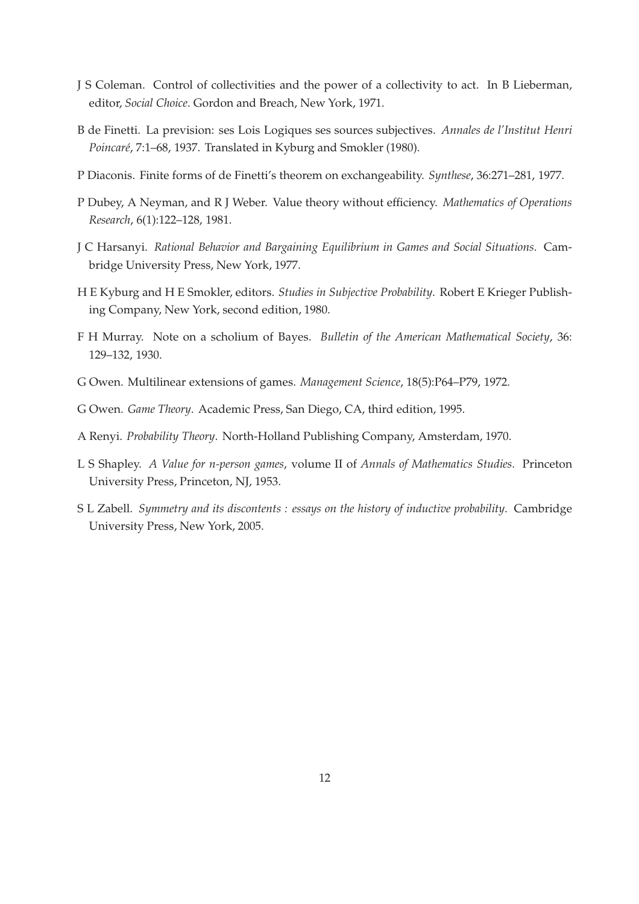J S Coleman. Control of collectivities and the power of a collectivity to act. In B Lieberman, editor, *Social Choice*. Gordon and Breach, New York, 1971.

B de Finetti. La prevision: ses Lois Logiques ses sources subjectives. *Annales de l'Institut Henri Poincaré*, 7:1–68, 1937. Translated in Kyburg and Smokler (1980).

P Diaconis. Finite forms of de Finetti's theorem on exchangeability. *Synthese*, 36:271–281, 1977.

P Dubey, A Neyman, and R J Weber. Value theory without efficiency. *Mathematics of Operations Research*, 6(1):122–128, 1981.

J C Harsanyi. *Rational Behavior and Bargaining Equilibrium in Games and Social Situations*. Cambridge University Press, New York, 1977.

H E Kyburg and H E Smokler, editors. *Studies in Subjective Probability*. Robert E Krieger Publishing Company, New York, second edition, 1980.

F H Murray. Note on a scholium of Bayes. *Bulletin of the American Mathematical Society*, 36: 129–132, 1930.

G Owen. Multilinear extensions of games. *Management Science*, 18(5):P64–P79, 1972.

G Owen. *Game Theory*. Academic Press, San Diego, CA, third edition, 1995.

A Renyi. *Probability Theory*. North-Holland Publishing Company, Amsterdam, 1970.

L S Shapley. *A Value for n-person games*, volume II of *Annals of Mathematics Studies*. Princeton University Press, Princeton, NJ, 1953.

S L Zabell. *Symmetry and its discontents : essays on the history of inductive probability*. Cambridge University Press, New York, 2005.